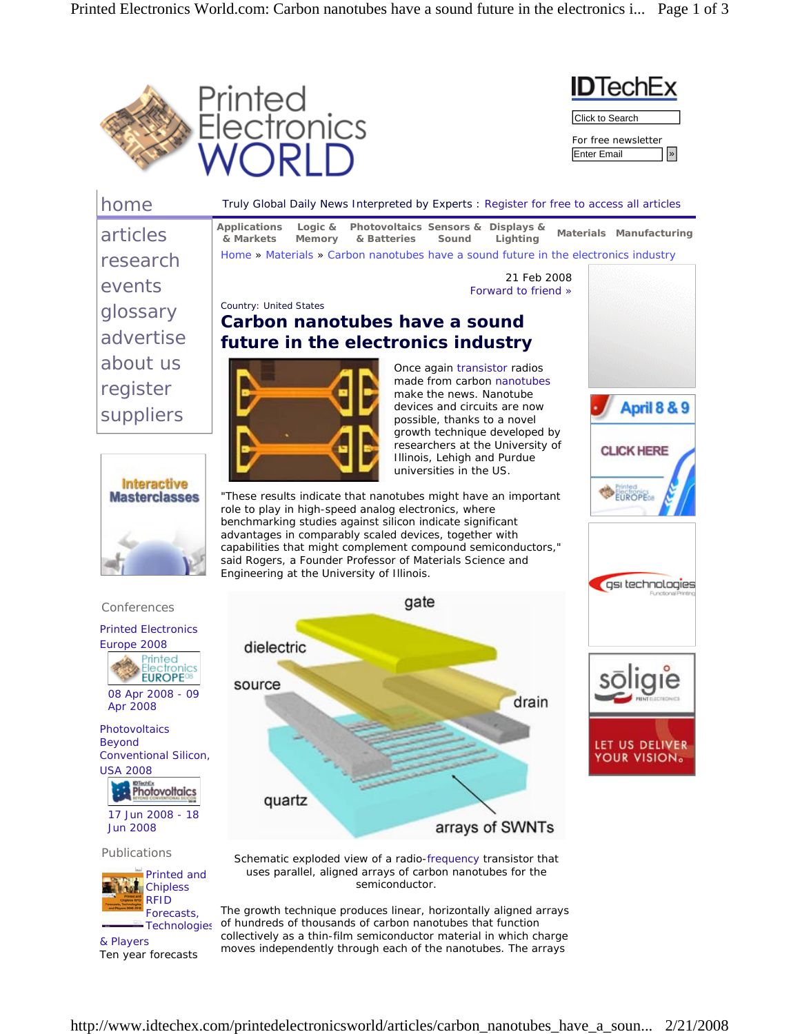Truly Global Daily News Interpreted by Experts : Register for free to access all articles

Home » Materials » Carbon nanotubes have a sound future in the electronics industry

21 Feb 2008

Forward to friend »

Country: United States

# Carbon nanotubes have a sound future in the electronics industry

Once again transistor radios made from carbon nanotubes make the news. Nanotube devices and circuits are now possible, thanks to a novel growth technique developed by researchers at the University of Illinois, Lehigh and Purdue universities in the US.

"These results indicate that nanotubes might have an important role to play in high-speed analog electronics, where benchmarking studies against silicon indicate significant advantages in comparably scaled devices, together with capabilities that might complement compound semiconductors," said Rogers, a Founder Professor of Materials Science and Engineering at the University of Illinois.

Schematic exploded view of a radio-frequency transistor that uses parallel, aligned arrays of carbon nanotubes for the semiconductor.

The growth technique produces linear, horizontally aligned arrays of hundreds of thousands of carbon nanotubes that function collectively as a thin-film semiconductor material in which charge moves independently through each of the nanotubes. The arrays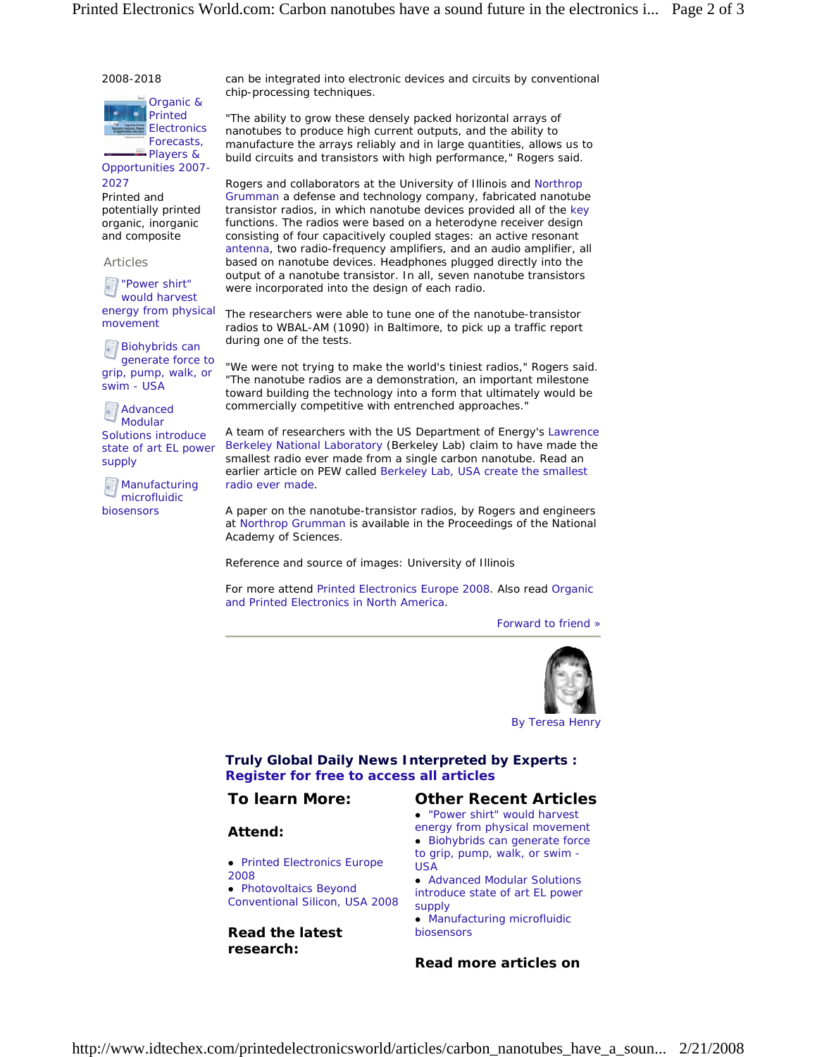2008-2018

Organic & Printed Electronics Forecasts, Players & Opportunities 2007-2027

Printed and potentially printed organic, inorganic and composite

Articles

- "Power shirt" would harvest energy from physical movement
- Biohybrids can generate force to grip, pump, walk, or swim - USA
- Advanced Modular Solutions introduce state of art EL power supply
- Manufacturing microfluidic biosensors

can be integrated into electronic devices and circuits by conventional chip-processing techniques.

"The ability to grow these densely packed horizontal arrays of nanotubes to produce high current outputs, and the ability to manufacture the arrays reliably and in large quantities, allows us to build circuits and transistors with high performance," Rogers said.

Rogers and collaborators at the University of Illinois and Northrop Grumman a defense and technology company, fabricated nanotube transistor radios, in which nanotube devices provided all of the key functions. The radios were based on a heterodyne receiver design consisting of four capacitively coupled stages: an active resonant antenna, two radio-frequency amplifiers, and an audio amplifier, all based on nanotube devices. Headphones plugged directly into the output of a nanotube transistor. In all, seven nanotube transistors were incorporated into the design of each radio.

The researchers were able to tune one of the nanotube-transistor radios to WBAL-AM (1090) in Baltimore, to pick up a traffic report during one of the tests.

"We were not trying to make the world's tiniest radios," Rogers said. "The nanotube radios are a demonstration, an important milestone toward building the technology into a form that ultimately would be commercially competitive with entrenched approaches."

A team of researchers with the US Department of Energy's Lawrence Berkeley National Laboratory (Berkeley Lab) claim to have made the smallest radio ever made from a single carbon nanotube. Read an earlier article on PEW called Berkeley Lab, USA create the smallest radio ever made.

A paper on the nanotube-transistor radios, by Rogers and engineers at Northrop Grumman is available in the Proceedings of the National Academy of Sciences.

Reference and source of images: University of Illinois

For more attend Printed Electronics Europe 2008. Also read Organic and Printed Electronics in North America.

Forward to friend »

By Teresa Henry

**Truly Global Daily News Interpreted by Experts :**
**Register for free to access all articles**

## To learn More:

### Attend:

- Printed Electronics Europe 2008
- Photovoltaics Beyond Conventional Silicon, USA 2008

### Read the latest research:

## Other Recent Articles

- "Power shirt" would harvest energy from physical movement
- Biohybrids can generate force to grip, pump, walk, or swim - USA
- Advanced Modular Solutions introduce state of art EL power supply
- Manufacturing microfluidic biosensors

### Read more articles on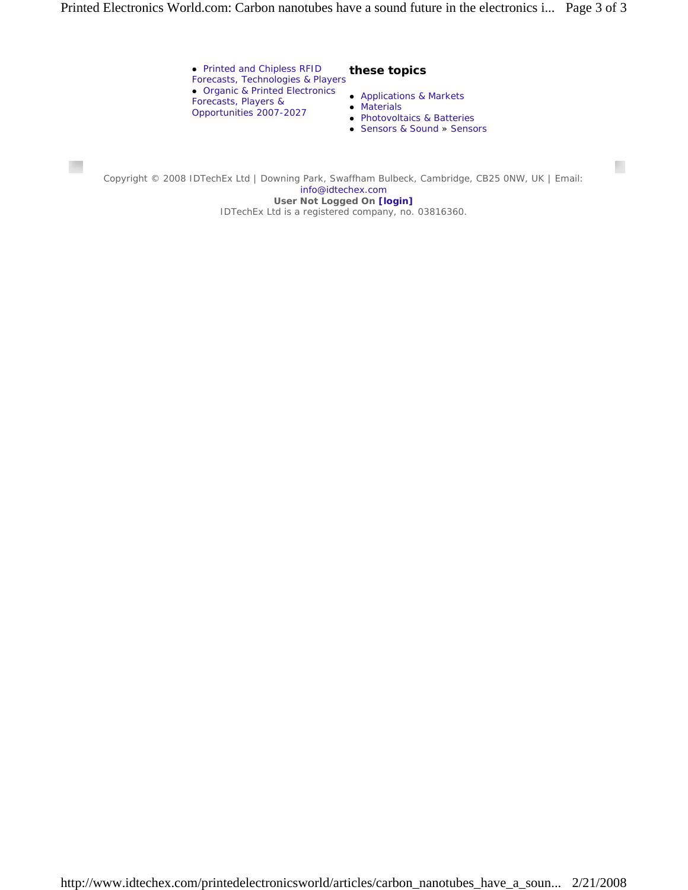- Printed and Chipless RFID Forecasts, Technologies & Players
- Organic & Printed Electronics Forecasts, Players & Opportunities 2007-2027

**these topics**

- Applications & Markets
- Materials
- Photovoltaics & Batteries
- Sensors & Sound » Sensors

Copyright © 2008 IDTechEx Ltd | Downing Park, Swaffham Bulbeck, Cambridge, CB25 0NW, UK | Email: info@idtechex.com

**User Not Logged On [login]**

IDTechEx Ltd is a registered company, no. 03816360.